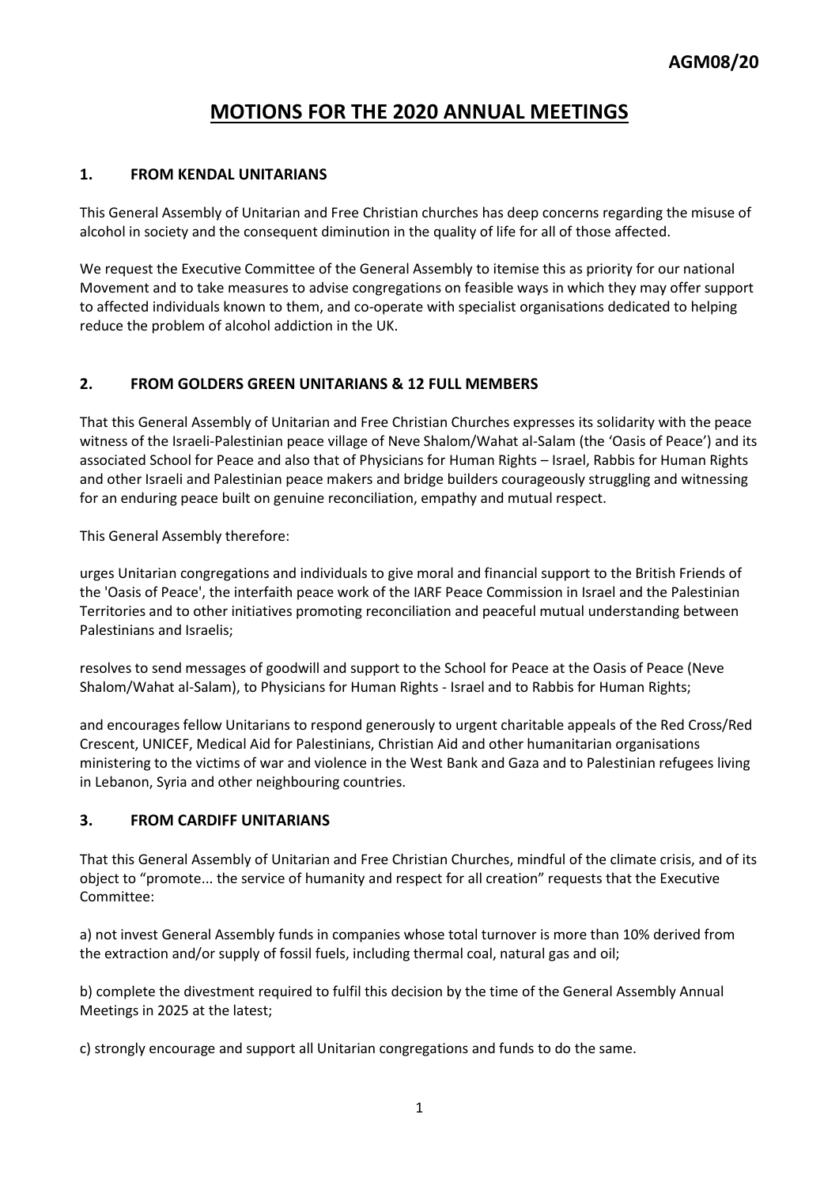**AGM08/20**

# MOTIONS FOR THE 2020 ANNUAL MEETINGS

## 1. FROM KENDAL UNITARIANS

This General Assembly of Unitarian and Free Christian churches has deep concerns regarding the misuse of alcohol in society and the consequent diminution in the quality of life for all of those affected.

We request the Executive Committee of the General Assembly to itemise this as priority for our national Movement and to take measures to advise congregations on feasible ways in which they may offer support to affected individuals known to them, and co-operate with specialist organisations dedicated to helping reduce the problem of alcohol addiction in the UK.

## 2. FROM GOLDERS GREEN UNITARIANS & 12 FULL MEMBERS

That this General Assembly of Unitarian and Free Christian Churches expresses its solidarity with the peace witness of the Israeli-Palestinian peace village of Neve Shalom/Wahat al-Salam (the 'Oasis of Peace') and its associated School for Peace and also that of Physicians for Human Rights – Israel, Rabbis for Human Rights and other Israeli and Palestinian peace makers and bridge builders courageously struggling and witnessing for an enduring peace built on genuine reconciliation, empathy and mutual respect.

This General Assembly therefore:

urges Unitarian congregations and individuals to give moral and financial support to the British Friends of the 'Oasis of Peace', the interfaith peace work of the IARF Peace Commission in Israel and the Palestinian Territories and to other initiatives promoting reconciliation and peaceful mutual understanding between Palestinians and Israelis;

resolves to send messages of goodwill and support to the School for Peace at the Oasis of Peace (Neve Shalom/Wahat al-Salam), to Physicians for Human Rights - Israel and to Rabbis for Human Rights;

and encourages fellow Unitarians to respond generously to urgent charitable appeals of the Red Cross/Red Crescent, UNICEF, Medical Aid for Palestinians, Christian Aid and other humanitarian organisations ministering to the victims of war and violence in the West Bank and Gaza and to Palestinian refugees living in Lebanon, Syria and other neighbouring countries.

## 3. FROM CARDIFF UNITARIANS

That this General Assembly of Unitarian and Free Christian Churches, mindful of the climate crisis, and of its object to "promote... the service of humanity and respect for all creation" requests that the Executive Committee:

a) not invest General Assembly funds in companies whose total turnover is more than 10% derived from the extraction and/or supply of fossil fuels, including thermal coal, natural gas and oil;

b) complete the divestment required to fulfil this decision by the time of the General Assembly Annual Meetings in 2025 at the latest;

c) strongly encourage and support all Unitarian congregations and funds to do the same.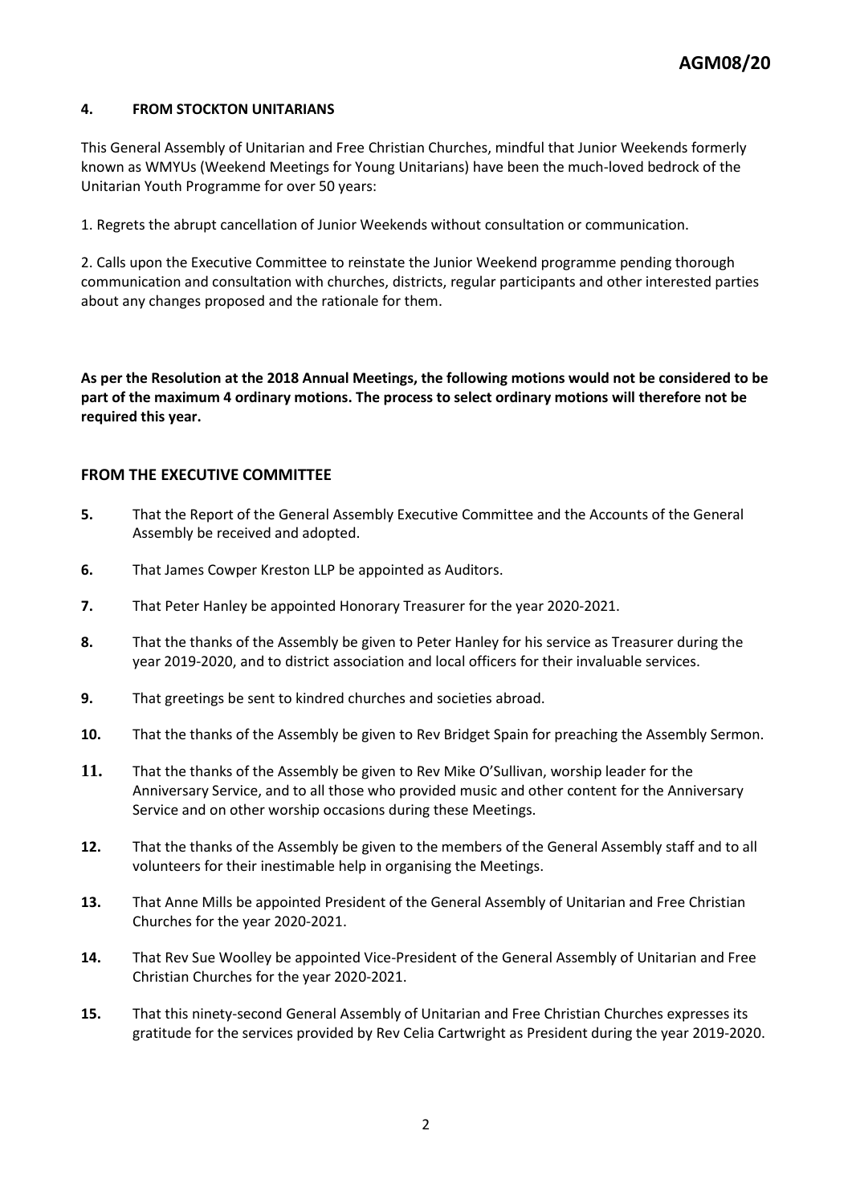#### 4. FROM STOCKTON UNITARIANS

This General Assembly of Unitarian and Free Christian Churches, mindful that Junior Weekends formerly known as WMYUs (Weekend Meetings for Young Unitarians) have been the much-loved bedrock of the Unitarian Youth Programme for over 50 years:

1. Regrets the abrupt cancellation of Junior Weekends without consultation or communication.

2. Calls upon the Executive Committee to reinstate the Junior Weekend programme pending thorough communication and consultation with churches, districts, regular participants and other interested parties about any changes proposed and the rationale for them.

**As per the Resolution at the 2018 Annual Meetings, the following motions would not be considered to be part of the maximum 4 ordinary motions. The process to select ordinary motions will therefore not be required this year.**

## FROM THE EXECUTIVE COMMITTEE

**5.** That the Report of the General Assembly Executive Committee and the Accounts of the General Assembly be received and adopted.

**6.** That James Cowper Kreston LLP be appointed as Auditors.

**7.** That Peter Hanley be appointed Honorary Treasurer for the year 2020-2021.

**8.** That the thanks of the Assembly be given to Peter Hanley for his service as Treasurer during the year 2019-2020, and to district association and local officers for their invaluable services.

**9.** That greetings be sent to kindred churches and societies abroad.

**10.** That the thanks of the Assembly be given to Rev Bridget Spain for preaching the Assembly Sermon.

**11.** That the thanks of the Assembly be given to Rev Mike O'Sullivan, worship leader for the Anniversary Service, and to all those who provided music and other content for the Anniversary Service and on other worship occasions during these Meetings.

**12.** That the thanks of the Assembly be given to the members of the General Assembly staff and to all volunteers for their inestimable help in organising the Meetings.

**13.** That Anne Mills be appointed President of the General Assembly of Unitarian and Free Christian Churches for the year 2020-2021.

**14.** That Rev Sue Woolley be appointed Vice-President of the General Assembly of Unitarian and Free Christian Churches for the year 2020-2021.

**15.** That this ninety-second General Assembly of Unitarian and Free Christian Churches expresses its gratitude for the services provided by Rev Celia Cartwright as President during the year 2019-2020.